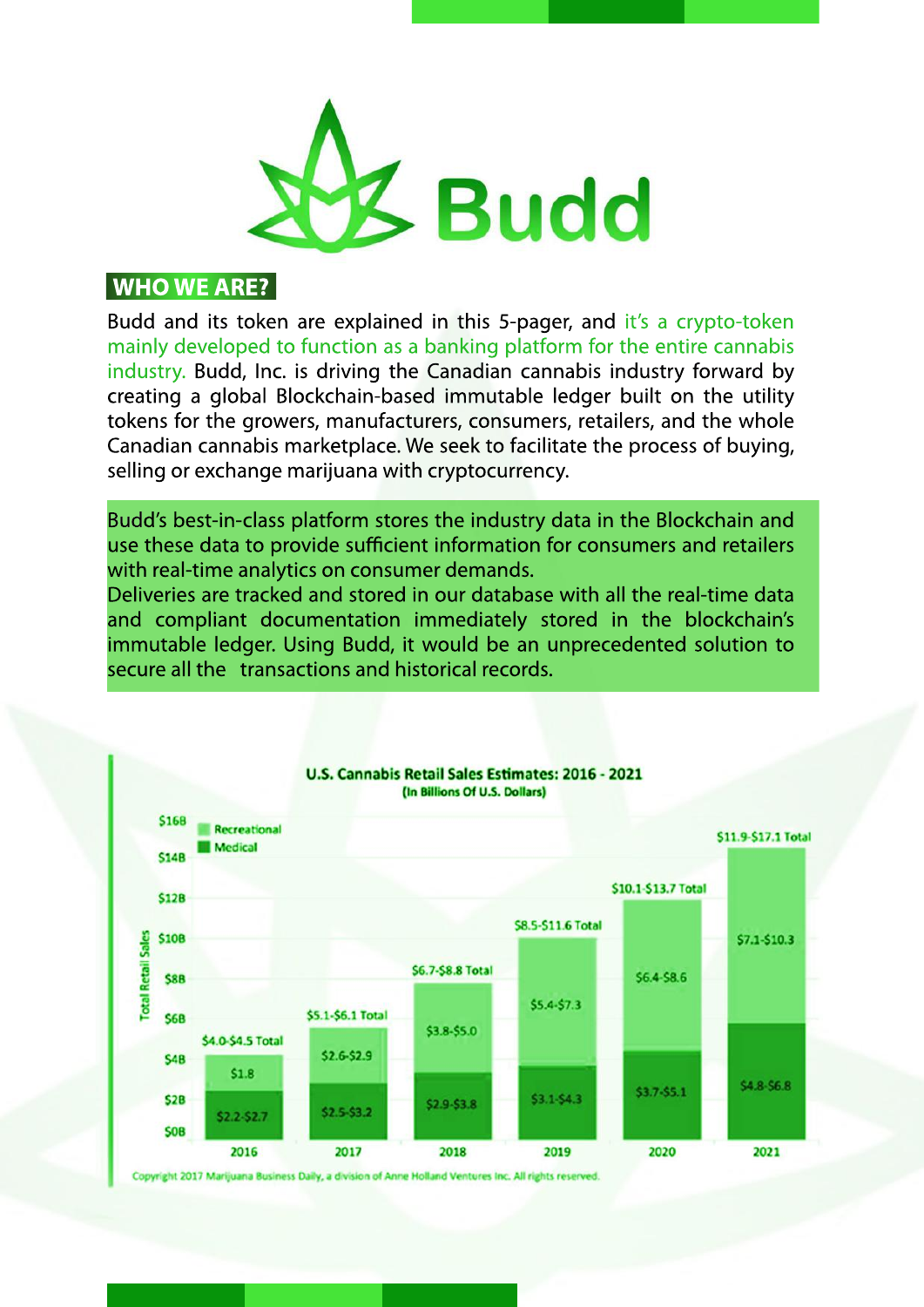# Budd

## WHO WE ARE?

Budd and its token are explained in this 5-pager, and it's a crypto-token mainly developed to function as a banking platform for the entire cannabis industry. Budd, Inc. is driving the Canadian cannabis industry forward by creating a global Blockchain-based immutable ledger built on the utility tokens for the growers, manufacturers, consumers, retailers, and the whole Canadian cannabis marketplace. We seek to facilitate the process of buying, selling or exchange marijuana with cryptocurrency.

Budd's best-in-class platform stores the industry data in the Blockchain and use these data to provide sufficient information for consumers and retailers with real-time analytics on consumer demands.
Deliveries are tracked and stored in our database with all the real-time data and compliant documentation immediately stored in the blockchain's immutable ledger. Using Budd, it would be an unprecedented solution to secure all the transactions and historical records.

**U.S. Cannabis Retail Sales Estimates: 2016 - 2021**
**(In Billions Of U.S. Dollars)**

| Year | Medical | Recreational | Total |
|---|---|---|---|
| 2016 | $2.2-$2.7 | $1.8 | $4.0-$4.5 Total |
| 2017 | $2.5-$3.2 | $2.6-$2.9 | $5.1-$6.1 Total |
| 2018 | $2.9-$3.8 | $3.8-$5.0 | $6.7-$8.8 Total |
| 2019 | $3.1-$4.3 | $5.4-$7.3 | $8.5-$11.6 Total |
| 2020 | $3.7-$5.1 | $6.4-$8.6 | $10.1-$13.7 Total |
| 2021 | $4.8-$6.8 | $7.1-$10.3 | $11.9-$17.1 Total |

Copyright 2017 Marijuana Business Daily, a division of Anne Holland Ventures Inc. All rights reserved.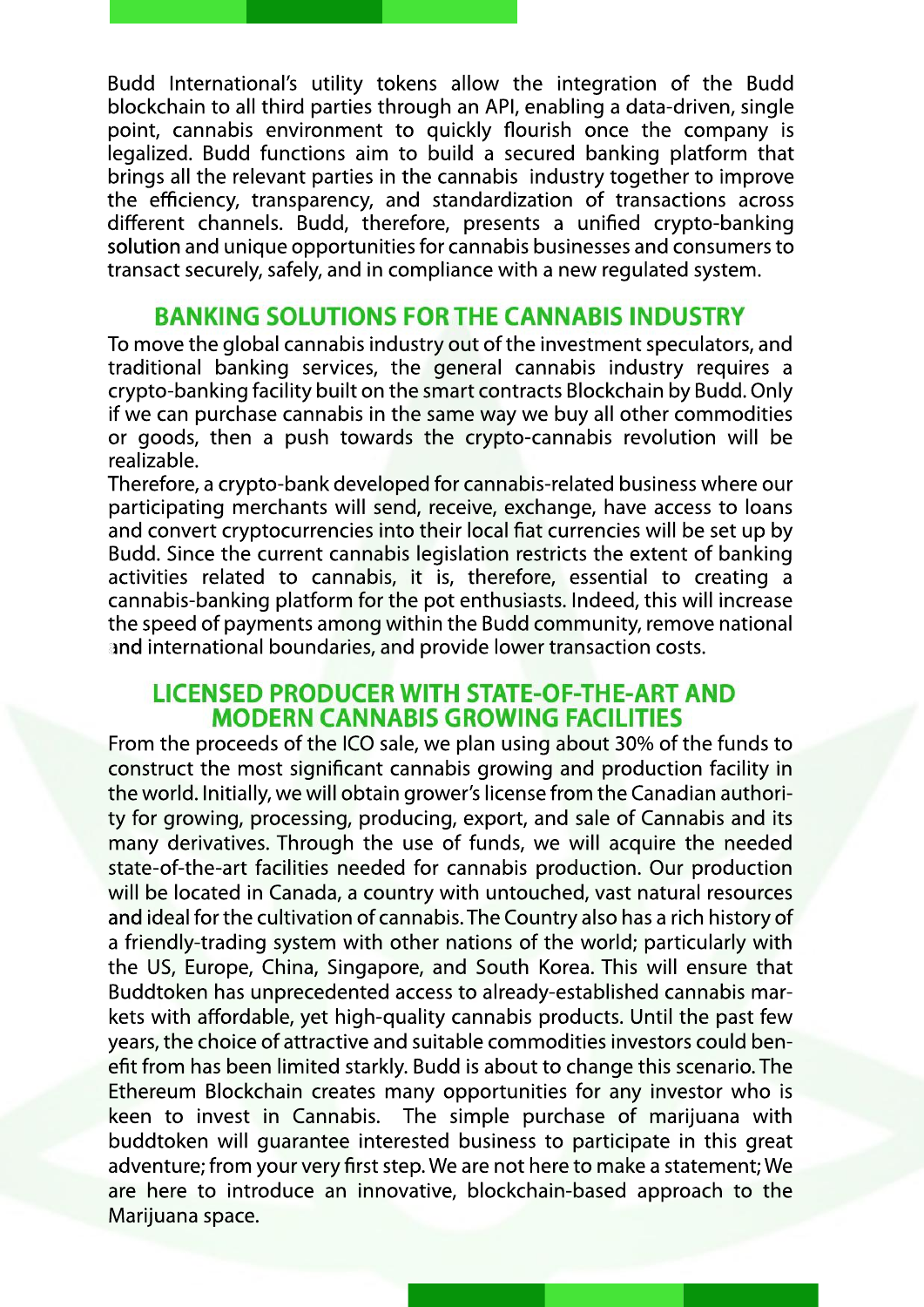Budd International's utility tokens allow the integration of the Budd blockchain to all third parties through an API, enabling a data-driven, single point, cannabis environment to quickly flourish once the company is legalized. Budd functions aim to build a secured banking platform that brings all the relevant parties in the cannabis industry together to improve the efficiency, transparency, and standardization of transactions across different channels. Budd, therefore, presents a unified crypto-banking solution and unique opportunities for cannabis businesses and consumers to transact securely, safely, and in compliance with a new regulated system.

## BANKING SOLUTIONS FOR THE CANNABIS INDUSTRY

To move the global cannabis industry out of the investment speculators, and traditional banking services, the general cannabis industry requires a crypto-banking facility built on the smart contracts Blockchain by Budd. Only if we can purchase cannabis in the same way we buy all other commodities or goods, then a push towards the crypto-cannabis revolution will be realizable.

Therefore, a crypto-bank developed for cannabis-related business where our participating merchants will send, receive, exchange, have access to loans and convert cryptocurrencies into their local fiat currencies will be set up by Budd. Since the current cannabis legislation restricts the extent of banking activities related to cannabis, it is, therefore, essential to creating a cannabis-banking platform for the pot enthusiasts. Indeed, this will increase the speed of payments among within the Budd community, remove national and international boundaries, and provide lower transaction costs.

## LICENSED PRODUCER WITH STATE-OF-THE-ART AND MODERN CANNABIS GROWING FACILITIES

From the proceeds of the ICO sale, we plan using about 30% of the funds to construct the most significant cannabis growing and production facility in the world. Initially, we will obtain grower's license from the Canadian authority for growing, processing, producing, export, and sale of Cannabis and its many derivatives. Through the use of funds, we will acquire the needed state-of-the-art facilities needed for cannabis production. Our production will be located in Canada, a country with untouched, vast natural resources and ideal for the cultivation of cannabis. The Country also has a rich history of a friendly-trading system with other nations of the world; particularly with the US, Europe, China, Singapore, and South Korea. This will ensure that Buddtoken has unprecedented access to already-established cannabis markets with affordable, yet high-quality cannabis products. Until the past few years, the choice of attractive and suitable commodities investors could benefit from has been limited starkly. Budd is about to change this scenario. The Ethereum Blockchain creates many opportunities for any investor who is keen to invest in Cannabis. The simple purchase of marijuana with buddtoken will guarantee interested business to participate in this great adventure; from your very first step. We are not here to make a statement; We are here to introduce an innovative, blockchain-based approach to the Marijuana space.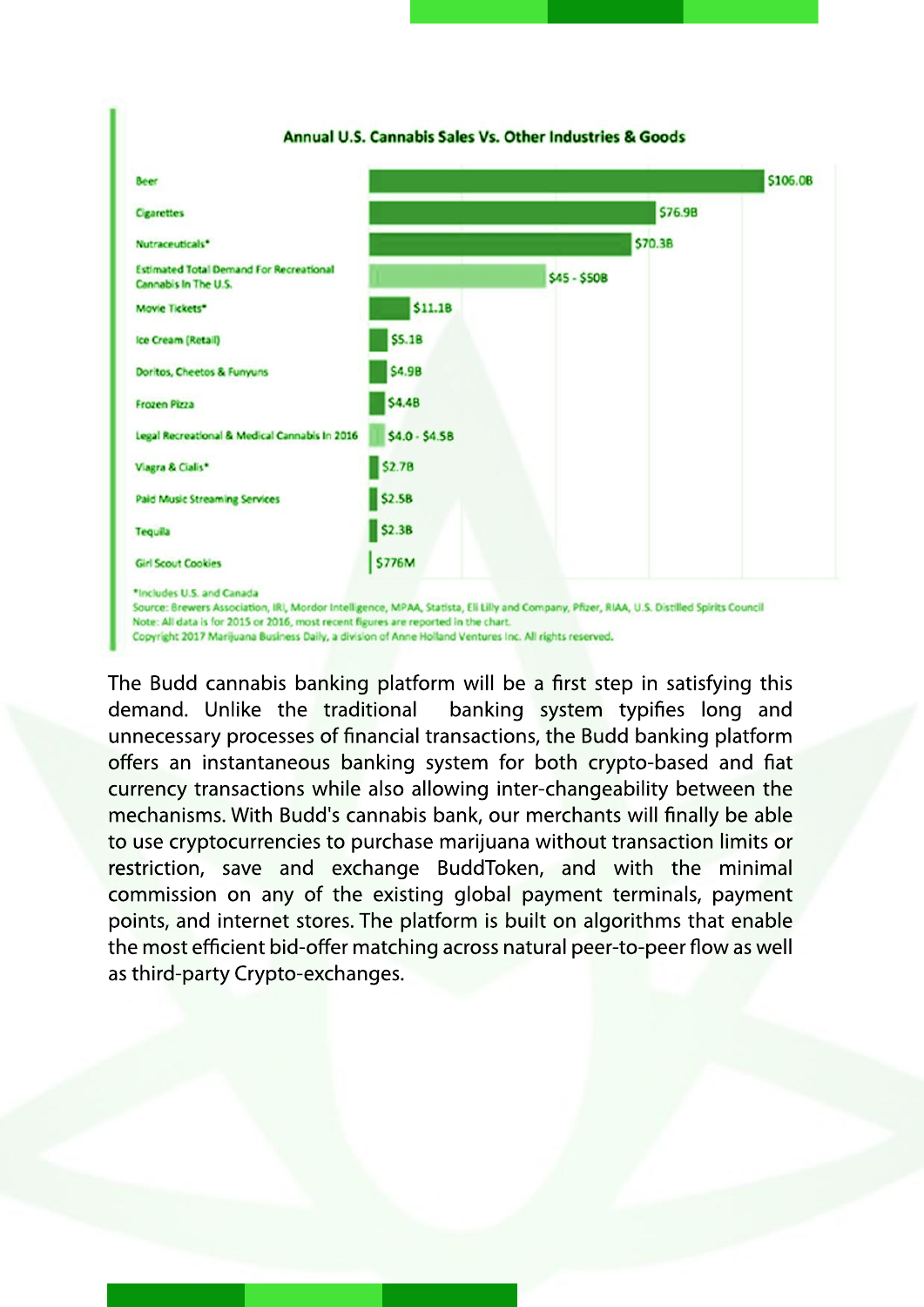**Annual U.S. Cannabis Sales Vs. Other Industries & Goods**

| Category | Sales |
| --- | --- |
| Beer | $106.0B |
| Cigarettes | $76.9B |
| Nutraceuticals* | $70.3B |
| Estimated Total Demand For Recreational Cannabis In The U.S. | $45 - $50B |
| Movie Tickets* | $11.1B |
| Ice Cream (Retail) | $5.1B |
| Doritos, Cheetos & Funyuns | $4.9B |
| Frozen Pizza | $4.4B |
| Legal Recreational & Medical Cannabis In 2016 | $4.0 - $4.5B |
| Viagra & Cialis* | $2.7B |
| Paid Music Streaming Services | $2.5B |
| Tequila | $2.3B |
| Girl Scout Cookies | $776M |

*Includes U.S. and Canada
Source: Brewers Association, IRI, Mordor Intelligence, MPAA, Statista, Eli Lilly and Company, Pfizer, RIAA, U.S. Distilled Spirits Council
Note: All data is for 2015 or 2016, most recent figures are reported in the chart.
Copyright 2017 Marijuana Business Daily, a division of Anne Holland Ventures Inc. All rights reserved.

The Budd cannabis banking platform will be a first step in satisfying this demand. Unlike the traditional banking system typifies long and unnecessary processes of financial transactions, the Budd banking platform offers an instantaneous banking system for both crypto-based and fiat currency transactions while also allowing inter-changeability between the mechanisms. With Budd's cannabis bank, our merchants will finally be able to use cryptocurrencies to purchase marijuana without transaction limits or restriction, save and exchange BuddToken, and with the minimal commission on any of the existing global payment terminals, payment points, and internet stores. The platform is built on algorithms that enable the most efficient bid-offer matching across natural peer-to-peer flow as well as third-party Crypto-exchanges.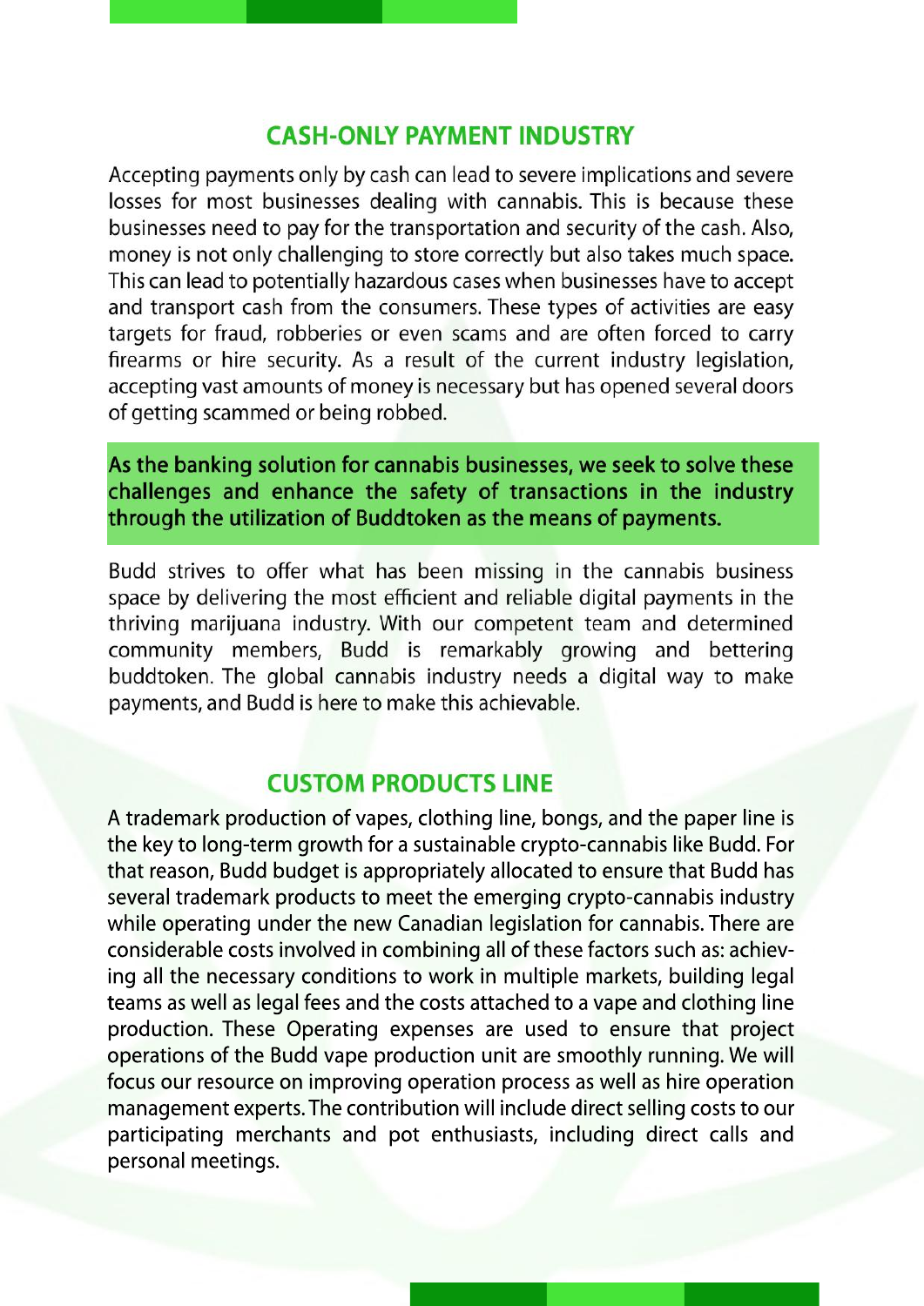## CASH-ONLY PAYMENT INDUSTRY

Accepting payments only by cash can lead to severe implications and severe losses for most businesses dealing with cannabis. This is because these businesses need to pay for the transportation and security of the cash. Also, money is not only challenging to store correctly but also takes much space. This can lead to potentially hazardous cases when businesses have to accept and transport cash from the consumers. These types of activities are easy targets for fraud, robberies or even scams and are often forced to carry firearms or hire security. As a result of the current industry legislation, accepting vast amounts of money is necessary but has opened several doors of getting scammed or being robbed.

**As the banking solution for cannabis businesses, we seek to solve these challenges and enhance the safety of transactions in the industry through the utilization of Buddtoken as the means of payments.**

Budd strives to offer what has been missing in the cannabis business space by delivering the most efficient and reliable digital payments in the thriving marijuana industry. With our competent team and determined community members, Budd is remarkably growing and bettering buddtoken. The global cannabis industry needs a digital way to make payments, and Budd is here to make this achievable.

## CUSTOM PRODUCTS LINE

A trademark production of vapes, clothing line, bongs, and the paper line is the key to long-term growth for a sustainable crypto-cannabis like Budd. For that reason, Budd budget is appropriately allocated to ensure that Budd has several trademark products to meet the emerging crypto-cannabis industry while operating under the new Canadian legislation for cannabis. There are considerable costs involved in combining all of these factors such as: achieving all the necessary conditions to work in multiple markets, building legal teams as well as legal fees and the costs attached to a vape and clothing line production. These Operating expenses are used to ensure that project operations of the Budd vape production unit are smoothly running. We will focus our resource on improving operation process as well as hire operation management experts. The contribution will include direct selling costs to our participating merchants and pot enthusiasts, including direct calls and personal meetings.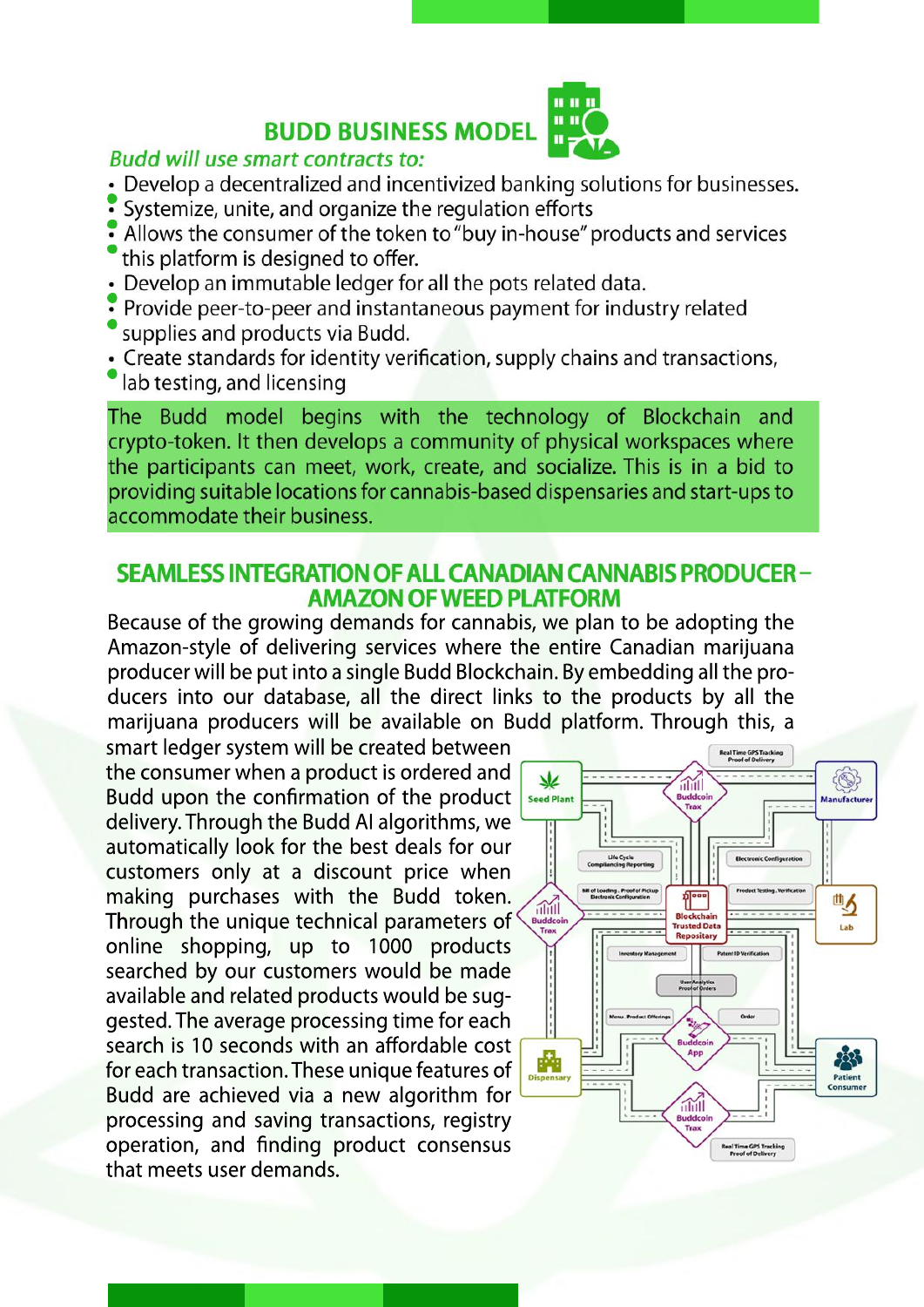## BUDD BUSINESS MODEL

*Budd will use smart contracts to:*

- Develop a decentralized and incentivized banking solutions for businesses.
- Systemize, unite, and organize the regulation efforts
- Allows the consumer of the token to "buy in-house" products and services this platform is designed to offer.
- Develop an immutable ledger for all the pots related data.
- Provide peer-to-peer and instantaneous payment for industry related supplies and products via Budd.
- Create standards for identity verification, supply chains and transactions, lab testing, and licensing

The Budd model begins with the technology of Blockchain and crypto-token. It then develops a community of physical workspaces where the participants can meet, work, create, and socialize. This is in a bid to providing suitable locations for cannabis-based dispensaries and start-ups to accommodate their business.

## SEAMLESS INTEGRATION OF ALL CANADIAN CANNABIS PRODUCER – AMAZON OF WEED PLATFORM

Because of the growing demands for cannabis, we plan to be adopting the Amazon-style of delivering services where the entire Canadian marijuana producer will be put into a single Budd Blockchain. By embedding all the producers into our database, all the direct links to the products by all the marijuana producers will be available on Budd platform. Through this, a smart ledger system will be created between the consumer when a product is ordered and Budd upon the confirmation of the product delivery. Through the Budd AI algorithms, we automatically look for the best deals for our customers only at a discount price when making purchases with the Budd token. Through the unique technical parameters of online shopping, up to 1000 products searched by our customers would be made available and related products would be suggested. The average processing time for each search is 10 seconds with an affordable cost for each transaction. These unique features of Budd are achieved via a new algorithm for processing and saving transactions, registry operation, and finding product consensus that meets user demands.

Real Time GPS Tracking Proof of Delivery

Seed Plant

Buddcoin Trax

Manufacturer

Life Cycle Compliancing Reporting

Electronic Configuration

Bill of Loading, Proof of Pickup Electronic Configuration

Product Testing, Verification

Buddcoin Trax

Blockchain Trusted Data Repository

Lab

Inventory Management

Patient ID Verification

User Analytics Proof of Orders

Menu, Product Offerings

Order

Buddcoin App

Dispensary

Patient Consumer

Buddcoin Trax

Real Time GPS Tracking Proof of Delivery